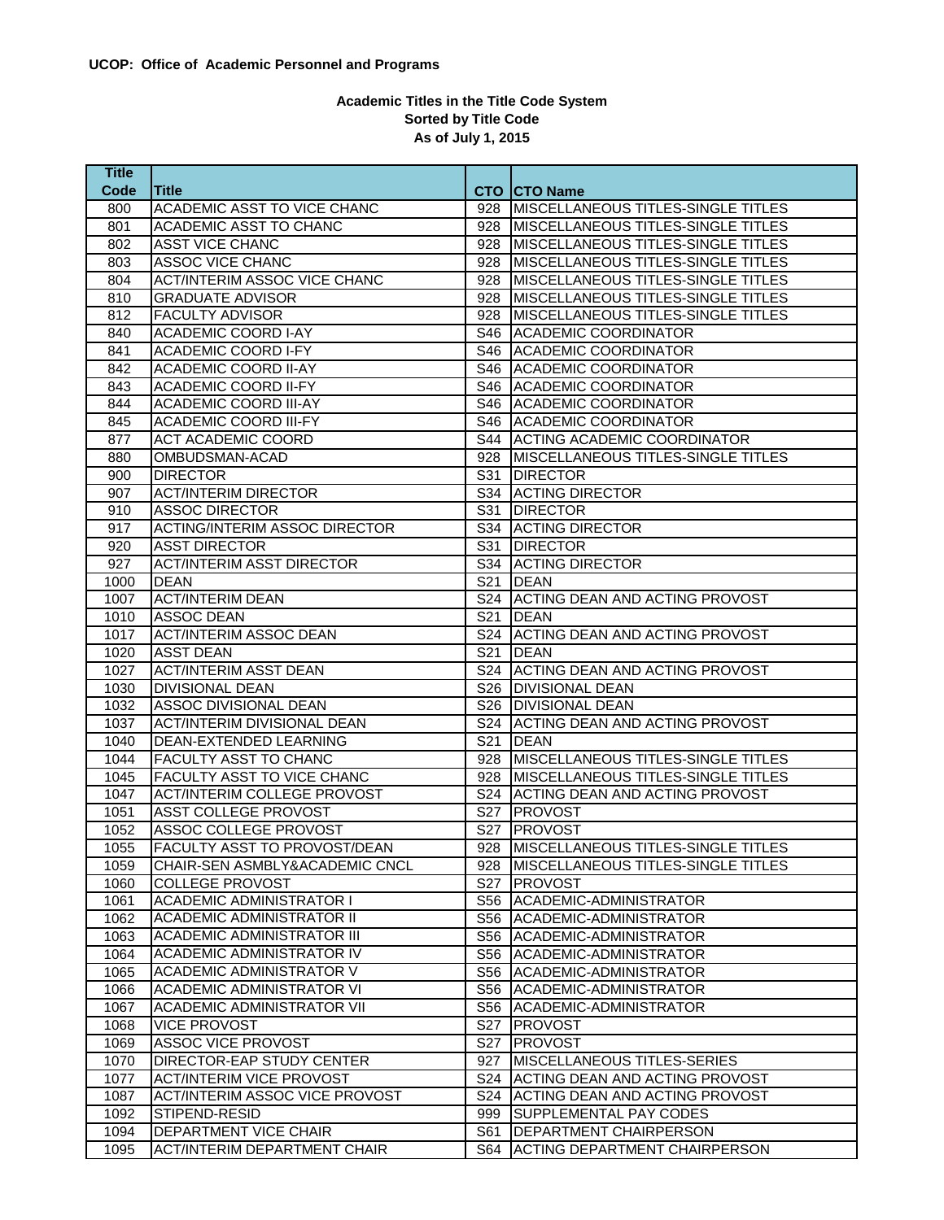**UCOP: Office of Academic Personnel and Programs**

**Academic Titles in the Title Code System**
**Sorted by Title Code**
**As of July 1, 2015**

| Title Code | Title | CTO | CTO Name |
|---|---|---|---|
| 800 | ACADEMIC ASST TO VICE CHANC | 928 | MISCELLANEOUS TITLES-SINGLE TITLES |
| 801 | ACADEMIC ASST TO CHANC | 928 | MISCELLANEOUS TITLES-SINGLE TITLES |
| 802 | ASST VICE CHANC | 928 | MISCELLANEOUS TITLES-SINGLE TITLES |
| 803 | ASSOC VICE CHANC | 928 | MISCELLANEOUS TITLES-SINGLE TITLES |
| 804 | ACT/INTERIM ASSOC VICE CHANC | 928 | MISCELLANEOUS TITLES-SINGLE TITLES |
| 810 | GRADUATE ADVISOR | 928 | MISCELLANEOUS TITLES-SINGLE TITLES |
| 812 | FACULTY ADVISOR | 928 | MISCELLANEOUS TITLES-SINGLE TITLES |
| 840 | ACADEMIC COORD I-AY | S46 | ACADEMIC COORDINATOR |
| 841 | ACADEMIC COORD I-FY | S46 | ACADEMIC COORDINATOR |
| 842 | ACADEMIC COORD II-AY | S46 | ACADEMIC COORDINATOR |
| 843 | ACADEMIC COORD II-FY | S46 | ACADEMIC COORDINATOR |
| 844 | ACADEMIC COORD III-AY | S46 | ACADEMIC COORDINATOR |
| 845 | ACADEMIC COORD III-FY | S46 | ACADEMIC COORDINATOR |
| 877 | ACT ACADEMIC COORD | S44 | ACTING ACADEMIC COORDINATOR |
| 880 | OMBUDSMAN-ACAD | 928 | MISCELLANEOUS TITLES-SINGLE TITLES |
| 900 | DIRECTOR | S31 | DIRECTOR |
| 907 | ACT/INTERIM DIRECTOR | S34 | ACTING DIRECTOR |
| 910 | ASSOC DIRECTOR | S31 | DIRECTOR |
| 917 | ACTING/INTERIM ASSOC DIRECTOR | S34 | ACTING DIRECTOR |
| 920 | ASST DIRECTOR | S31 | DIRECTOR |
| 927 | ACT/INTERIM ASST DIRECTOR | S34 | ACTING DIRECTOR |
| 1000 | DEAN | S21 | DEAN |
| 1007 | ACT/INTERIM DEAN | S24 | ACTING DEAN AND ACTING PROVOST |
| 1010 | ASSOC DEAN | S21 | DEAN |
| 1017 | ACT/INTERIM ASSOC DEAN | S24 | ACTING DEAN AND ACTING PROVOST |
| 1020 | ASST DEAN | S21 | DEAN |
| 1027 | ACT/INTERIM ASST DEAN | S24 | ACTING DEAN AND ACTING PROVOST |
| 1030 | DIVISIONAL DEAN | S26 | DIVISIONAL DEAN |
| 1032 | ASSOC DIVISIONAL DEAN | S26 | DIVISIONAL DEAN |
| 1037 | ACT/INTERIM DIVISIONAL DEAN | S24 | ACTING DEAN AND ACTING PROVOST |
| 1040 | DEAN-EXTENDED LEARNING | S21 | DEAN |
| 1044 | FACULTY ASST TO CHANC | 928 | MISCELLANEOUS TITLES-SINGLE TITLES |
| 1045 | FACULTY ASST TO VICE CHANC | 928 | MISCELLANEOUS TITLES-SINGLE TITLES |
| 1047 | ACT/INTERIM COLLEGE PROVOST | S24 | ACTING DEAN AND ACTING PROVOST |
| 1051 | ASST COLLEGE PROVOST | S27 | PROVOST |
| 1052 | ASSOC COLLEGE PROVOST | S27 | PROVOST |
| 1055 | FACULTY ASST TO PROVOST/DEAN | 928 | MISCELLANEOUS TITLES-SINGLE TITLES |
| 1059 | CHAIR-SEN ASMBLY&ACADEMIC CNCL | 928 | MISCELLANEOUS TITLES-SINGLE TITLES |
| 1060 | COLLEGE PROVOST | S27 | PROVOST |
| 1061 | ACADEMIC ADMINISTRATOR I | S56 | ACADEMIC-ADMINISTRATOR |
| 1062 | ACADEMIC ADMINISTRATOR II | S56 | ACADEMIC-ADMINISTRATOR |
| 1063 | ACADEMIC ADMINISTRATOR III | S56 | ACADEMIC-ADMINISTRATOR |
| 1064 | ACADEMIC ADMINISTRATOR IV | S56 | ACADEMIC-ADMINISTRATOR |
| 1065 | ACADEMIC ADMINISTRATOR V | S56 | ACADEMIC-ADMINISTRATOR |
| 1066 | ACADEMIC ADMINISTRATOR VI | S56 | ACADEMIC-ADMINISTRATOR |
| 1067 | ACADEMIC ADMINISTRATOR VII | S56 | ACADEMIC-ADMINISTRATOR |
| 1068 | VICE PROVOST | S27 | PROVOST |
| 1069 | ASSOC VICE PROVOST | S27 | PROVOST |
| 1070 | DIRECTOR-EAP STUDY CENTER | 927 | MISCELLANEOUS TITLES-SERIES |
| 1077 | ACT/INTERIM VICE PROVOST | S24 | ACTING DEAN AND ACTING PROVOST |
| 1087 | ACT/INTERIM ASSOC VICE PROVOST | S24 | ACTING DEAN AND ACTING PROVOST |
| 1092 | STIPEND-RESID | 999 | SUPPLEMENTAL PAY CODES |
| 1094 | DEPARTMENT VICE CHAIR | S61 | DEPARTMENT CHAIRPERSON |
| 1095 | ACT/INTERIM DEPARTMENT CHAIR | S64 | ACTING DEPARTMENT CHAIRPERSON |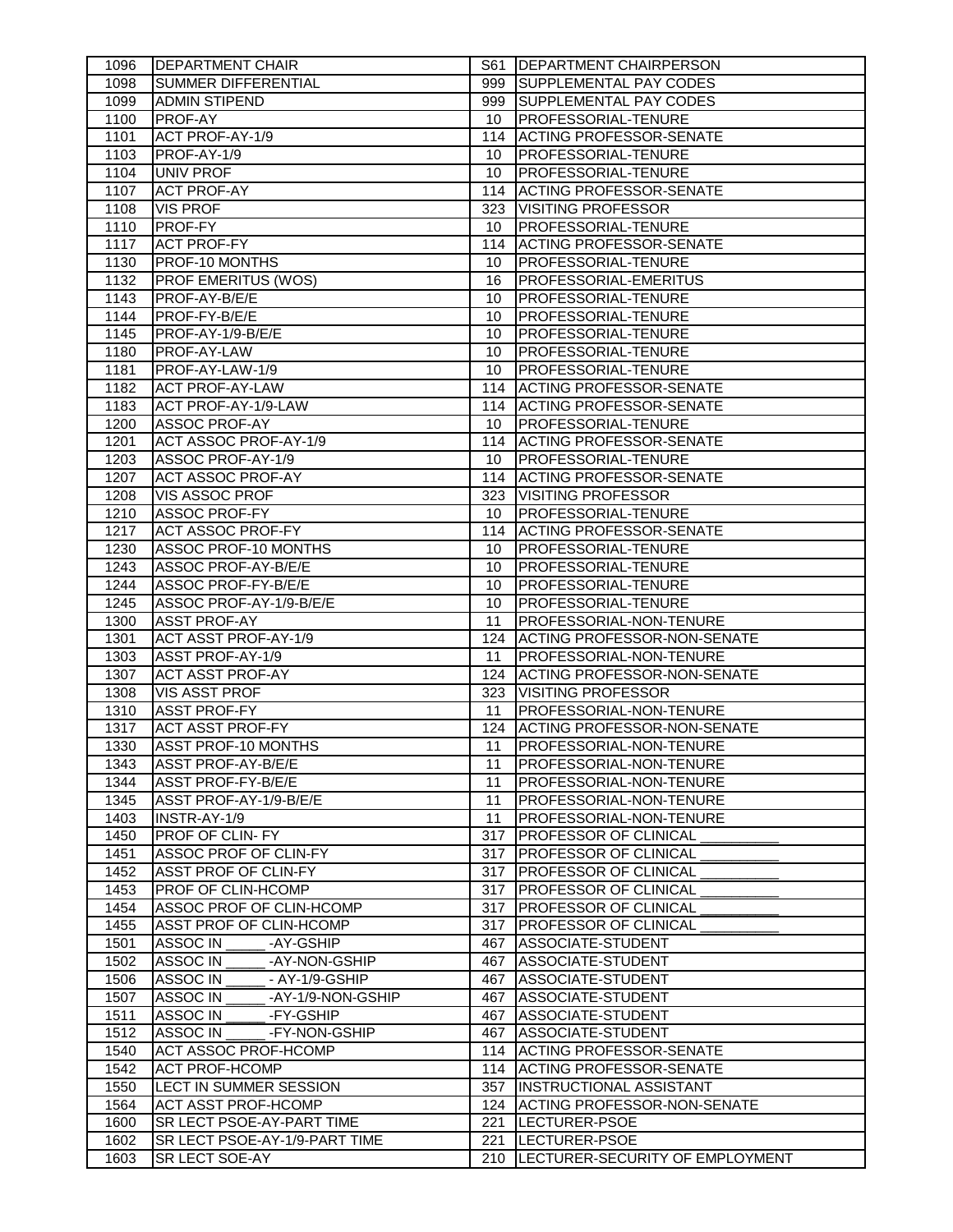| 1096 | DEPARTMENT CHAIR | S61 | DEPARTMENT CHAIRPERSON |
|---|---|---|---|
| 1098 | SUMMER DIFFERENTIAL | 999 | SUPPLEMENTAL PAY CODES |
| 1099 | ADMIN STIPEND | 999 | SUPPLEMENTAL PAY CODES |
| 1100 | PROF-AY | 10 | PROFESSORIAL-TENURE |
| 1101 | ACT PROF-AY-1/9 | 114 | ACTING PROFESSOR-SENATE |
| 1103 | PROF-AY-1/9 | 10 | PROFESSORIAL-TENURE |
| 1104 | UNIV PROF | 10 | PROFESSORIAL-TENURE |
| 1107 | ACT PROF-AY | 114 | ACTING PROFESSOR-SENATE |
| 1108 | VIS PROF | 323 | VISITING PROFESSOR |
| 1110 | PROF-FY | 10 | PROFESSORIAL-TENURE |
| 1117 | ACT PROF-FY | 114 | ACTING PROFESSOR-SENATE |
| 1130 | PROF-10 MONTHS | 10 | PROFESSORIAL-TENURE |
| 1132 | PROF EMERITUS (WOS) | 16 | PROFESSORIAL-EMERITUS |
| 1143 | PROF-AY-B/E/E | 10 | PROFESSORIAL-TENURE |
| 1144 | PROF-FY-B/E/E | 10 | PROFESSORIAL-TENURE |
| 1145 | PROF-AY-1/9-B/E/E | 10 | PROFESSORIAL-TENURE |
| 1180 | PROF-AY-LAW | 10 | PROFESSORIAL-TENURE |
| 1181 | PROF-AY-LAW-1/9 | 10 | PROFESSORIAL-TENURE |
| 1182 | ACT PROF-AY-LAW | 114 | ACTING PROFESSOR-SENATE |
| 1183 | ACT PROF-AY-1/9-LAW | 114 | ACTING PROFESSOR-SENATE |
| 1200 | ASSOC PROF-AY | 10 | PROFESSORIAL-TENURE |
| 1201 | ACT ASSOC PROF-AY-1/9 | 114 | ACTING PROFESSOR-SENATE |
| 1203 | ASSOC PROF-AY-1/9 | 10 | PROFESSORIAL-TENURE |
| 1207 | ACT ASSOC PROF-AY | 114 | ACTING PROFESSOR-SENATE |
| 1208 | VIS ASSOC PROF | 323 | VISITING PROFESSOR |
| 1210 | ASSOC PROF-FY | 10 | PROFESSORIAL-TENURE |
| 1217 | ACT ASSOC PROF-FY | 114 | ACTING PROFESSOR-SENATE |
| 1230 | ASSOC PROF-10 MONTHS | 10 | PROFESSORIAL-TENURE |
| 1243 | ASSOC PROF-AY-B/E/E | 10 | PROFESSORIAL-TENURE |
| 1244 | ASSOC PROF-FY-B/E/E | 10 | PROFESSORIAL-TENURE |
| 1245 | ASSOC PROF-AY-1/9-B/E/E | 10 | PROFESSORIAL-TENURE |
| 1300 | ASST PROF-AY | 11 | PROFESSORIAL-NON-TENURE |
| 1301 | ACT ASST PROF-AY-1/9 | 124 | ACTING PROFESSOR-NON-SENATE |
| 1303 | ASST PROF-AY-1/9 | 11 | PROFESSORIAL-NON-TENURE |
| 1307 | ACT ASST PROF-AY | 124 | ACTING PROFESSOR-NON-SENATE |
| 1308 | VIS ASST PROF | 323 | VISITING PROFESSOR |
| 1310 | ASST PROF-FY | 11 | PROFESSORIAL-NON-TENURE |
| 1317 | ACT ASST PROF-FY | 124 | ACTING PROFESSOR-NON-SENATE |
| 1330 | ASST PROF-10 MONTHS | 11 | PROFESSORIAL-NON-TENURE |
| 1343 | ASST PROF-AY-B/E/E | 11 | PROFESSORIAL-NON-TENURE |
| 1344 | ASST PROF-FY-B/E/E | 11 | PROFESSORIAL-NON-TENURE |
| 1345 | ASST PROF-AY-1/9-B/E/E | 11 | PROFESSORIAL-NON-TENURE |
| 1403 | INSTR-AY-1/9 | 11 | PROFESSORIAL-NON-TENURE |
| 1450 | PROF OF CLIN- FY | 317 | PROFESSOR OF CLINICAL __________ |
| 1451 | ASSOC PROF OF CLIN-FY | 317 | PROFESSOR OF CLINICAL __________ |
| 1452 | ASST PROF OF CLIN-FY | 317 | PROFESSOR OF CLINICAL __________ |
| 1453 | PROF OF CLIN-HCOMP | 317 | PROFESSOR OF CLINICAL __________ |
| 1454 | ASSOC PROF OF CLIN-HCOMP | 317 | PROFESSOR OF CLINICAL __________ |
| 1455 | ASST PROF OF CLIN-HCOMP | 317 | PROFESSOR OF CLINICAL __________ |
| 1501 | ASSOC IN _____ -AY-GSHIP | 467 | ASSOCIATE-STUDENT |
| 1502 | ASSOC IN _____ -AY-NON-GSHIP | 467 | ASSOCIATE-STUDENT |
| 1506 | ASSOC IN _____ - AY-1/9-GSHIP | 467 | ASSOCIATE-STUDENT |
| 1507 | ASSOC IN _____ -AY-1/9-NON-GSHIP | 467 | ASSOCIATE-STUDENT |
| 1511 | ASSOC IN _____ -FY-GSHIP | 467 | ASSOCIATE-STUDENT |
| 1512 | ASSOC IN _____ -FY-NON-GSHIP | 467 | ASSOCIATE-STUDENT |
| 1540 | ACT ASSOC PROF-HCOMP | 114 | ACTING PROFESSOR-SENATE |
| 1542 | ACT PROF-HCOMP | 114 | ACTING PROFESSOR-SENATE |
| 1550 | LECT IN SUMMER SESSION | 357 | INSTRUCTIONAL ASSISTANT |
| 1564 | ACT ASST PROF-HCOMP | 124 | ACTING PROFESSOR-NON-SENATE |
| 1600 | SR LECT PSOE-AY-PART TIME | 221 | LECTURER-PSOE |
| 1602 | SR LECT PSOE-AY-1/9-PART TIME | 221 | LECTURER-PSOE |
| 1603 | SR LECT SOE-AY | 210 | LECTURER-SECURITY OF EMPLOYMENT |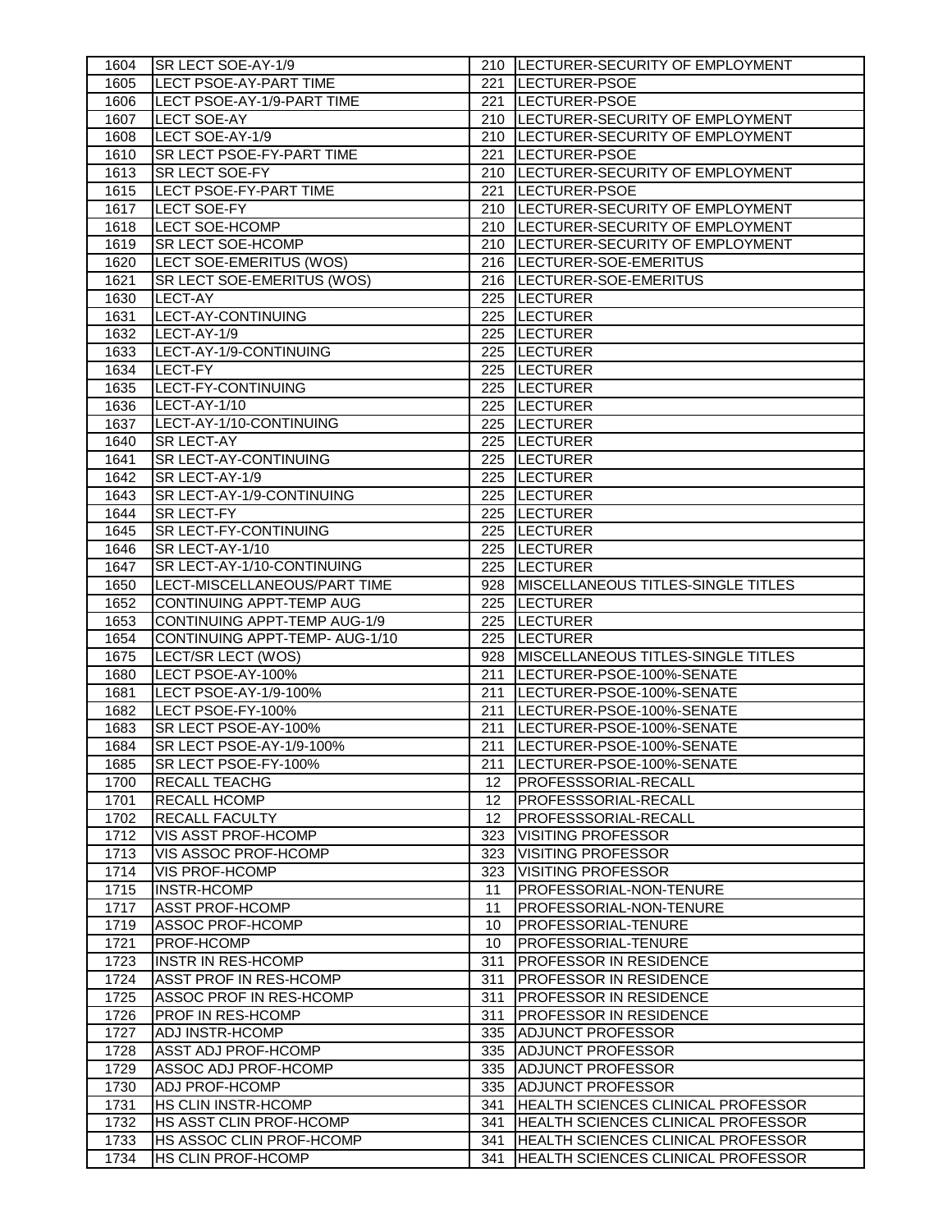| | | | |
|---|---|---|---|
| 1604 | SR LECT SOE-AY-1/9 | 210 | LECTURER-SECURITY OF EMPLOYMENT |
| 1605 | LECT PSOE-AY-PART TIME | 221 | LECTURER-PSOE |
| 1606 | LECT PSOE-AY-1/9-PART TIME | 221 | LECTURER-PSOE |
| 1607 | LECT SOE-AY | 210 | LECTURER-SECURITY OF EMPLOYMENT |
| 1608 | LECT SOE-AY-1/9 | 210 | LECTURER-SECURITY OF EMPLOYMENT |
| 1610 | SR LECT PSOE-FY-PART TIME | 221 | LECTURER-PSOE |
| 1613 | SR LECT SOE-FY | 210 | LECTURER-SECURITY OF EMPLOYMENT |
| 1615 | LECT PSOE-FY-PART TIME | 221 | LECTURER-PSOE |
| 1617 | LECT SOE-FY | 210 | LECTURER-SECURITY OF EMPLOYMENT |
| 1618 | LECT SOE-HCOMP | 210 | LECTURER-SECURITY OF EMPLOYMENT |
| 1619 | SR LECT SOE-HCOMP | 210 | LECTURER-SECURITY OF EMPLOYMENT |
| 1620 | LECT SOE-EMERITUS (WOS) | 216 | LECTURER-SOE-EMERITUS |
| 1621 | SR LECT SOE-EMERITUS (WOS) | 216 | LECTURER-SOE-EMERITUS |
| 1630 | LECT-AY | 225 | LECTURER |
| 1631 | LECT-AY-CONTINUING | 225 | LECTURER |
| 1632 | LECT-AY-1/9 | 225 | LECTURER |
| 1633 | LECT-AY-1/9-CONTINUING | 225 | LECTURER |
| 1634 | LECT-FY | 225 | LECTURER |
| 1635 | LECT-FY-CONTINUING | 225 | LECTURER |
| 1636 | LECT-AY-1/10 | 225 | LECTURER |
| 1637 | LECT-AY-1/10-CONTINUING | 225 | LECTURER |
| 1640 | SR LECT-AY | 225 | LECTURER |
| 1641 | SR LECT-AY-CONTINUING | 225 | LECTURER |
| 1642 | SR LECT-AY-1/9 | 225 | LECTURER |
| 1643 | SR LECT-AY-1/9-CONTINUING | 225 | LECTURER |
| 1644 | SR LECT-FY | 225 | LECTURER |
| 1645 | SR LECT-FY-CONTINUING | 225 | LECTURER |
| 1646 | SR LECT-AY-1/10 | 225 | LECTURER |
| 1647 | SR LECT-AY-1/10-CONTINUING | 225 | LECTURER |
| 1650 | LECT-MISCELLANEOUS/PART TIME | 928 | MISCELLANEOUS TITLES-SINGLE TITLES |
| 1652 | CONTINUING APPT-TEMP AUG | 225 | LECTURER |
| 1653 | CONTINUING APPT-TEMP AUG-1/9 | 225 | LECTURER |
| 1654 | CONTINUING APPT-TEMP- AUG-1/10 | 225 | LECTURER |
| 1675 | LECT/SR LECT (WOS) | 928 | MISCELLANEOUS TITLES-SINGLE TITLES |
| 1680 | LECT PSOE-AY-100% | 211 | LECTURER-PSOE-100%-SENATE |
| 1681 | LECT PSOE-AY-1/9-100% | 211 | LECTURER-PSOE-100%-SENATE |
| 1682 | LECT PSOE-FY-100% | 211 | LECTURER-PSOE-100%-SENATE |
| 1683 | SR LECT PSOE-AY-100% | 211 | LECTURER-PSOE-100%-SENATE |
| 1684 | SR LECT PSOE-AY-1/9-100% | 211 | LECTURER-PSOE-100%-SENATE |
| 1685 | SR LECT PSOE-FY-100% | 211 | LECTURER-PSOE-100%-SENATE |
| 1700 | RECALL TEACHG | 12 | PROFESSSORIAL-RECALL |
| 1701 | RECALL HCOMP | 12 | PROFESSSORIAL-RECALL |
| 1702 | RECALL FACULTY | 12 | PROFESSSORIAL-RECALL |
| 1712 | VIS ASST PROF-HCOMP | 323 | VISITING PROFESSOR |
| 1713 | VIS ASSOC PROF-HCOMP | 323 | VISITING PROFESSOR |
| 1714 | VIS PROF-HCOMP | 323 | VISITING PROFESSOR |
| 1715 | INSTR-HCOMP | 11 | PROFESSORIAL-NON-TENURE |
| 1717 | ASST PROF-HCOMP | 11 | PROFESSORIAL-NON-TENURE |
| 1719 | ASSOC PROF-HCOMP | 10 | PROFESSORIAL-TENURE |
| 1721 | PROF-HCOMP | 10 | PROFESSORIAL-TENURE |
| 1723 | INSTR IN RES-HCOMP | 311 | PROFESSOR IN RESIDENCE |
| 1724 | ASST PROF IN RES-HCOMP | 311 | PROFESSOR IN RESIDENCE |
| 1725 | ASSOC PROF IN RES-HCOMP | 311 | PROFESSOR IN RESIDENCE |
| 1726 | PROF IN RES-HCOMP | 311 | PROFESSOR IN RESIDENCE |
| 1727 | ADJ INSTR-HCOMP | 335 | ADJUNCT PROFESSOR |
| 1728 | ASST ADJ PROF-HCOMP | 335 | ADJUNCT PROFESSOR |
| 1729 | ASSOC ADJ PROF-HCOMP | 335 | ADJUNCT PROFESSOR |
| 1730 | ADJ PROF-HCOMP | 335 | ADJUNCT PROFESSOR |
| 1731 | HS CLIN INSTR-HCOMP | 341 | HEALTH SCIENCES CLINICAL PROFESSOR |
| 1732 | HS ASST CLIN PROF-HCOMP | 341 | HEALTH SCIENCES CLINICAL PROFESSOR |
| 1733 | HS ASSOC CLIN PROF-HCOMP | 341 | HEALTH SCIENCES CLINICAL PROFESSOR |
| 1734 | HS CLIN PROF-HCOMP | 341 | HEALTH SCIENCES CLINICAL PROFESSOR |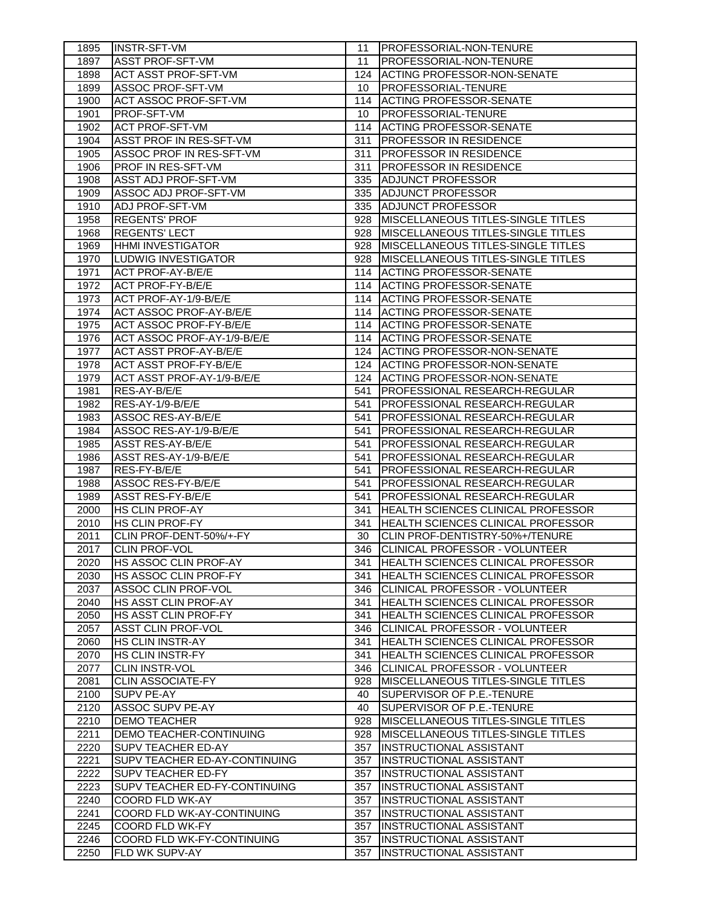| | | | |
|---|---|---|---|
| 1895 | INSTR-SFT-VM | 11 | PROFESSORIAL-NON-TENURE |
| 1897 | ASST PROF-SFT-VM | 11 | PROFESSORIAL-NON-TENURE |
| 1898 | ACT ASST PROF-SFT-VM | 124 | ACTING PROFESSOR-NON-SENATE |
| 1899 | ASSOC PROF-SFT-VM | 10 | PROFESSORIAL-TENURE |
| 1900 | ACT ASSOC PROF-SFT-VM | 114 | ACTING PROFESSOR-SENATE |
| 1901 | PROF-SFT-VM | 10 | PROFESSORIAL-TENURE |
| 1902 | ACT PROF-SFT-VM | 114 | ACTING PROFESSOR-SENATE |
| 1904 | ASST PROF IN RES-SFT-VM | 311 | PROFESSOR IN RESIDENCE |
| 1905 | ASSOC PROF IN RES-SFT-VM | 311 | PROFESSOR IN RESIDENCE |
| 1906 | PROF IN RES-SFT-VM | 311 | PROFESSOR IN RESIDENCE |
| 1908 | ASST ADJ PROF-SFT-VM | 335 | ADJUNCT PROFESSOR |
| 1909 | ASSOC ADJ PROF-SFT-VM | 335 | ADJUNCT PROFESSOR |
| 1910 | ADJ PROF-SFT-VM | 335 | ADJUNCT PROFESSOR |
| 1958 | REGENTS' PROF | 928 | MISCELLANEOUS TITLES-SINGLE TITLES |
| 1968 | REGENTS' LECT | 928 | MISCELLANEOUS TITLES-SINGLE TITLES |
| 1969 | HHMI INVESTIGATOR | 928 | MISCELLANEOUS TITLES-SINGLE TITLES |
| 1970 | LUDWIG INVESTIGATOR | 928 | MISCELLANEOUS TITLES-SINGLE TITLES |
| 1971 | ACT PROF-AY-B/E/E | 114 | ACTING PROFESSOR-SENATE |
| 1972 | ACT PROF-FY-B/E/E | 114 | ACTING PROFESSOR-SENATE |
| 1973 | ACT PROF-AY-1/9-B/E/E | 114 | ACTING PROFESSOR-SENATE |
| 1974 | ACT ASSOC PROF-AY-B/E/E | 114 | ACTING PROFESSOR-SENATE |
| 1975 | ACT ASSOC PROF-FY-B/E/E | 114 | ACTING PROFESSOR-SENATE |
| 1976 | ACT ASSOC PROF-AY-1/9-B/E/E | 114 | ACTING PROFESSOR-SENATE |
| 1977 | ACT ASST PROF-AY-B/E/E | 124 | ACTING PROFESSOR-NON-SENATE |
| 1978 | ACT ASST PROF-FY-B/E/E | 124 | ACTING PROFESSOR-NON-SENATE |
| 1979 | ACT ASST PROF-AY-1/9-B/E/E | 124 | ACTING PROFESSOR-NON-SENATE |
| 1981 | RES-AY-B/E/E | 541 | PROFESSIONAL RESEARCH-REGULAR |
| 1982 | RES-AY-1/9-B/E/E | 541 | PROFESSIONAL RESEARCH-REGULAR |
| 1983 | ASSOC RES-AY-B/E/E | 541 | PROFESSIONAL RESEARCH-REGULAR |
| 1984 | ASSOC RES-AY-1/9-B/E/E | 541 | PROFESSIONAL RESEARCH-REGULAR |
| 1985 | ASST RES-AY-B/E/E | 541 | PROFESSIONAL RESEARCH-REGULAR |
| 1986 | ASST RES-AY-1/9-B/E/E | 541 | PROFESSIONAL RESEARCH-REGULAR |
| 1987 | RES-FY-B/E/E | 541 | PROFESSIONAL RESEARCH-REGULAR |
| 1988 | ASSOC RES-FY-B/E/E | 541 | PROFESSIONAL RESEARCH-REGULAR |
| 1989 | ASST RES-FY-B/E/E | 541 | PROFESSIONAL RESEARCH-REGULAR |
| 2000 | HS CLIN PROF-AY | 341 | HEALTH SCIENCES CLINICAL PROFESSOR |
| 2010 | HS CLIN PROF-FY | 341 | HEALTH SCIENCES CLINICAL PROFESSOR |
| 2011 | CLIN PROF-DENT-50%/+-FY | 30 | CLIN PROF-DENTISTRY-50%+/TENURE |
| 2017 | CLIN PROF-VOL | 346 | CLINICAL PROFESSOR - VOLUNTEER |
| 2020 | HS ASSOC CLIN PROF-AY | 341 | HEALTH SCIENCES CLINICAL PROFESSOR |
| 2030 | HS ASSOC CLIN PROF-FY | 341 | HEALTH SCIENCES CLINICAL PROFESSOR |
| 2037 | ASSOC CLIN PROF-VOL | 346 | CLINICAL PROFESSOR - VOLUNTEER |
| 2040 | HS ASST CLIN PROF-AY | 341 | HEALTH SCIENCES CLINICAL PROFESSOR |
| 2050 | HS ASST CLIN PROF-FY | 341 | HEALTH SCIENCES CLINICAL PROFESSOR |
| 2057 | ASST CLIN PROF-VOL | 346 | CLINICAL PROFESSOR - VOLUNTEER |
| 2060 | HS CLIN INSTR-AY | 341 | HEALTH SCIENCES CLINICAL PROFESSOR |
| 2070 | HS CLIN INSTR-FY | 341 | HEALTH SCIENCES CLINICAL PROFESSOR |
| 2077 | CLIN INSTR-VOL | 346 | CLINICAL PROFESSOR - VOLUNTEER |
| 2081 | CLIN ASSOCIATE-FY | 928 | MISCELLANEOUS TITLES-SINGLE TITLES |
| 2100 | SUPV PE-AY | 40 | SUPERVISOR OF P.E.-TENURE |
| 2120 | ASSOC SUPV PE-AY | 40 | SUPERVISOR OF P.E.-TENURE |
| 2210 | DEMO TEACHER | 928 | MISCELLANEOUS TITLES-SINGLE TITLES |
| 2211 | DEMO TEACHER-CONTINUING | 928 | MISCELLANEOUS TITLES-SINGLE TITLES |
| 2220 | SUPV TEACHER ED-AY | 357 | INSTRUCTIONAL ASSISTANT |
| 2221 | SUPV TEACHER ED-AY-CONTINUING | 357 | INSTRUCTIONAL ASSISTANT |
| 2222 | SUPV TEACHER ED-FY | 357 | INSTRUCTIONAL ASSISTANT |
| 2223 | SUPV TEACHER ED-FY-CONTINUING | 357 | INSTRUCTIONAL ASSISTANT |
| 2240 | COORD FLD WK-AY | 357 | INSTRUCTIONAL ASSISTANT |
| 2241 | COORD FLD WK-AY-CONTINUING | 357 | INSTRUCTIONAL ASSISTANT |
| 2245 | COORD FLD WK-FY | 357 | INSTRUCTIONAL ASSISTANT |
| 2246 | COORD FLD WK-FY-CONTINUING | 357 | INSTRUCTIONAL ASSISTANT |
| 2250 | FLD WK SUPV-AY | 357 | INSTRUCTIONAL ASSISTANT |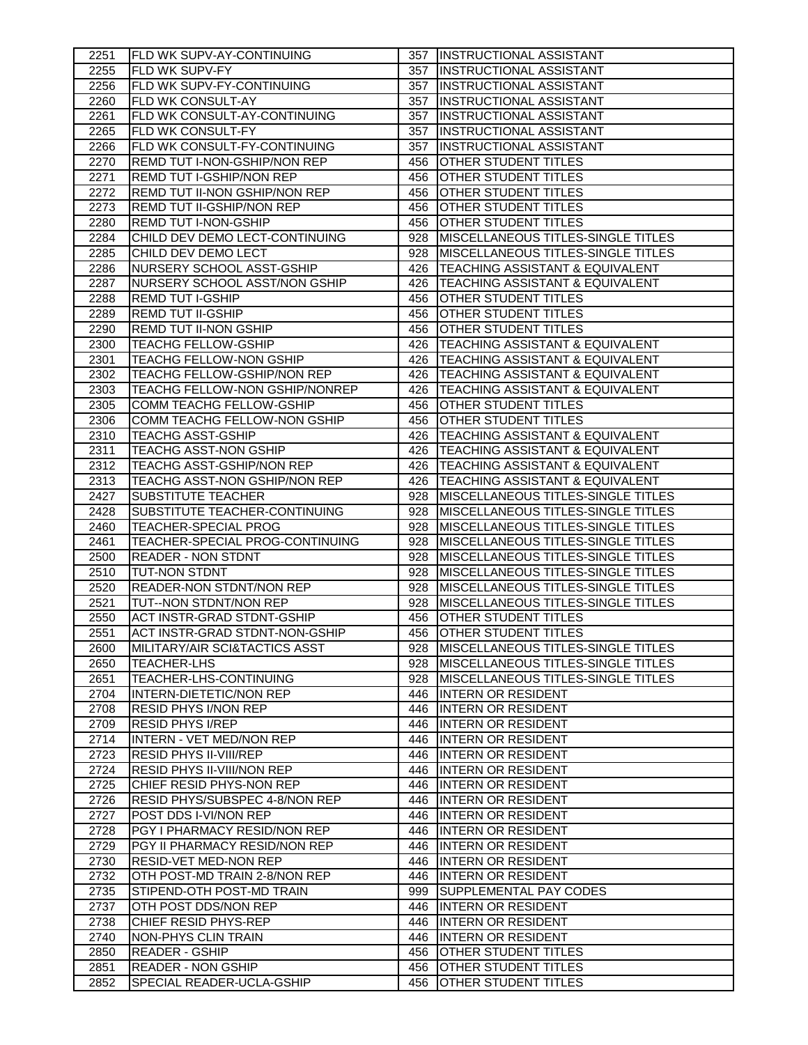| | | | |
|---|---|---|---|
| 2251 | FLD WK SUPV-AY-CONTINUING | 357 | INSTRUCTIONAL ASSISTANT |
| 2255 | FLD WK SUPV-FY | 357 | INSTRUCTIONAL ASSISTANT |
| 2256 | FLD WK SUPV-FY-CONTINUING | 357 | INSTRUCTIONAL ASSISTANT |
| 2260 | FLD WK CONSULT-AY | 357 | INSTRUCTIONAL ASSISTANT |
| 2261 | FLD WK CONSULT-AY-CONTINUING | 357 | INSTRUCTIONAL ASSISTANT |
| 2265 | FLD WK CONSULT-FY | 357 | INSTRUCTIONAL ASSISTANT |
| 2266 | FLD WK CONSULT-FY-CONTINUING | 357 | INSTRUCTIONAL ASSISTANT |
| 2270 | REMD TUT I-NON-GSHIP/NON REP | 456 | OTHER STUDENT TITLES |
| 2271 | REMD TUT I-GSHIP/NON REP | 456 | OTHER STUDENT TITLES |
| 2272 | REMD TUT II-NON GSHIP/NON REP | 456 | OTHER STUDENT TITLES |
| 2273 | REMD TUT II-GSHIP/NON REP | 456 | OTHER STUDENT TITLES |
| 2280 | REMD TUT I-NON-GSHIP | 456 | OTHER STUDENT TITLES |
| 2284 | CHILD DEV DEMO LECT-CONTINUING | 928 | MISCELLANEOUS TITLES-SINGLE TITLES |
| 2285 | CHILD DEV DEMO LECT | 928 | MISCELLANEOUS TITLES-SINGLE TITLES |
| 2286 | NURSERY SCHOOL ASST-GSHIP | 426 | TEACHING ASSISTANT & EQUIVALENT |
| 2287 | NURSERY SCHOOL ASST/NON GSHIP | 426 | TEACHING ASSISTANT & EQUIVALENT |
| 2288 | REMD TUT I-GSHIP | 456 | OTHER STUDENT TITLES |
| 2289 | REMD TUT II-GSHIP | 456 | OTHER STUDENT TITLES |
| 2290 | REMD TUT II-NON GSHIP | 456 | OTHER STUDENT TITLES |
| 2300 | TEACHG FELLOW-GSHIP | 426 | TEACHING ASSISTANT & EQUIVALENT |
| 2301 | TEACHG FELLOW-NON GSHIP | 426 | TEACHING ASSISTANT & EQUIVALENT |
| 2302 | TEACHG FELLOW-GSHIP/NON REP | 426 | TEACHING ASSISTANT & EQUIVALENT |
| 2303 | TEACHG FELLOW-NON GSHIP/NONREP | 426 | TEACHING ASSISTANT & EQUIVALENT |
| 2305 | COMM TEACHG FELLOW-GSHIP | 456 | OTHER STUDENT TITLES |
| 2306 | COMM TEACHG FELLOW-NON GSHIP | 456 | OTHER STUDENT TITLES |
| 2310 | TEACHG ASST-GSHIP | 426 | TEACHING ASSISTANT & EQUIVALENT |
| 2311 | TEACHG ASST-NON GSHIP | 426 | TEACHING ASSISTANT & EQUIVALENT |
| 2312 | TEACHG ASST-GSHIP/NON REP | 426 | TEACHING ASSISTANT & EQUIVALENT |
| 2313 | TEACHG ASST-NON GSHIP/NON REP | 426 | TEACHING ASSISTANT & EQUIVALENT |
| 2427 | SUBSTITUTE TEACHER | 928 | MISCELLANEOUS TITLES-SINGLE TITLES |
| 2428 | SUBSTITUTE TEACHER-CONTINUING | 928 | MISCELLANEOUS TITLES-SINGLE TITLES |
| 2460 | TEACHER-SPECIAL PROG | 928 | MISCELLANEOUS TITLES-SINGLE TITLES |
| 2461 | TEACHER-SPECIAL PROG-CONTINUING | 928 | MISCELLANEOUS TITLES-SINGLE TITLES |
| 2500 | READER - NON STDNT | 928 | MISCELLANEOUS TITLES-SINGLE TITLES |
| 2510 | TUT-NON STDNT | 928 | MISCELLANEOUS TITLES-SINGLE TITLES |
| 2520 | READER-NON STDNT/NON REP | 928 | MISCELLANEOUS TITLES-SINGLE TITLES |
| 2521 | TUT--NON STDNT/NON REP | 928 | MISCELLANEOUS TITLES-SINGLE TITLES |
| 2550 | ACT INSTR-GRAD STDNT-GSHIP | 456 | OTHER STUDENT TITLES |
| 2551 | ACT INSTR-GRAD STDNT-NON-GSHIP | 456 | OTHER STUDENT TITLES |
| 2600 | MILITARY/AIR SCI&TACTICS ASST | 928 | MISCELLANEOUS TITLES-SINGLE TITLES |
| 2650 | TEACHER-LHS | 928 | MISCELLANEOUS TITLES-SINGLE TITLES |
| 2651 | TEACHER-LHS-CONTINUING | 928 | MISCELLANEOUS TITLES-SINGLE TITLES |
| 2704 | INTERN-DIETETIC/NON REP | 446 | INTERN OR RESIDENT |
| 2708 | RESID PHYS I/NON REP | 446 | INTERN OR RESIDENT |
| 2709 | RESID PHYS I/REP | 446 | INTERN OR RESIDENT |
| 2714 | INTERN - VET MED/NON REP | 446 | INTERN OR RESIDENT |
| 2723 | RESID PHYS II-VIII/REP | 446 | INTERN OR RESIDENT |
| 2724 | RESID PHYS II-VIII/NON REP | 446 | INTERN OR RESIDENT |
| 2725 | CHIEF RESID PHYS-NON REP | 446 | INTERN OR RESIDENT |
| 2726 | RESID PHYS/SUBSPEC 4-8/NON REP | 446 | INTERN OR RESIDENT |
| 2727 | POST DDS I-VI/NON REP | 446 | INTERN OR RESIDENT |
| 2728 | PGY I PHARMACY RESID/NON REP | 446 | INTERN OR RESIDENT |
| 2729 | PGY II PHARMACY RESID/NON REP | 446 | INTERN OR RESIDENT |
| 2730 | RESID-VET MED-NON REP | 446 | INTERN OR RESIDENT |
| 2732 | OTH POST-MD TRAIN 2-8/NON REP | 446 | INTERN OR RESIDENT |
| 2735 | STIPEND-OTH POST-MD TRAIN | 999 | SUPPLEMENTAL PAY CODES |
| 2737 | OTH POST DDS/NON REP | 446 | INTERN OR RESIDENT |
| 2738 | CHIEF RESID PHYS-REP | 446 | INTERN OR RESIDENT |
| 2740 | NON-PHYS CLIN TRAIN | 446 | INTERN OR RESIDENT |
| 2850 | READER - GSHIP | 456 | OTHER STUDENT TITLES |
| 2851 | READER - NON GSHIP | 456 | OTHER STUDENT TITLES |
| 2852 | SPECIAL READER-UCLA-GSHIP | 456 | OTHER STUDENT TITLES |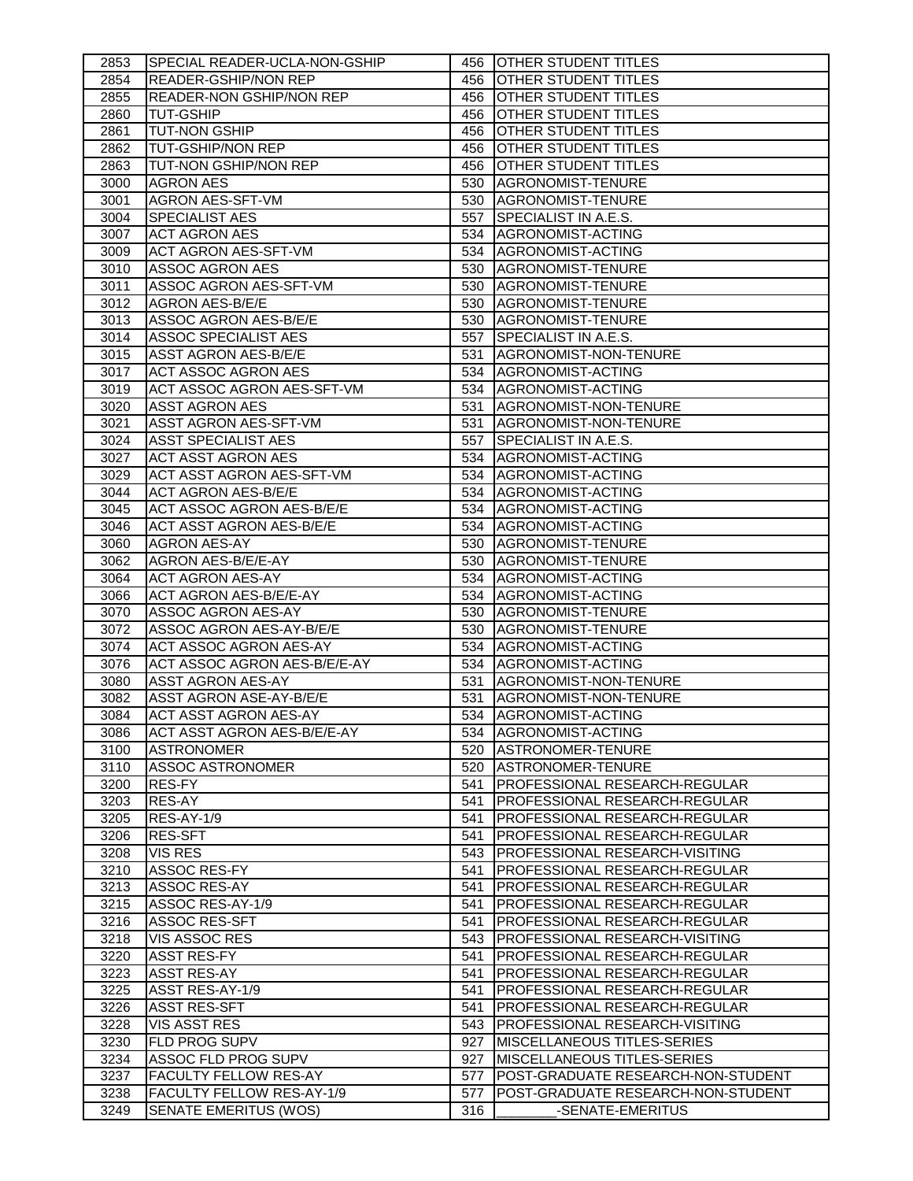| | | | |
|---|---|---|---|
| 2853 | SPECIAL READER-UCLA-NON-GSHIP | 456 | OTHER STUDENT TITLES |
| 2854 | READER-GSHIP/NON REP | 456 | OTHER STUDENT TITLES |
| 2855 | READER-NON GSHIP/NON REP | 456 | OTHER STUDENT TITLES |
| 2860 | TUT-GSHIP | 456 | OTHER STUDENT TITLES |
| 2861 | TUT-NON GSHIP | 456 | OTHER STUDENT TITLES |
| 2862 | TUT-GSHIP/NON REP | 456 | OTHER STUDENT TITLES |
| 2863 | TUT-NON GSHIP/NON REP | 456 | OTHER STUDENT TITLES |
| 3000 | AGRON AES | 530 | AGRONOMIST-TENURE |
| 3001 | AGRON AES-SFT-VM | 530 | AGRONOMIST-TENURE |
| 3004 | SPECIALIST AES | 557 | SPECIALIST IN A.E.S. |
| 3007 | ACT AGRON AES | 534 | AGRONOMIST-ACTING |
| 3009 | ACT AGRON AES-SFT-VM | 534 | AGRONOMIST-ACTING |
| 3010 | ASSOC AGRON AES | 530 | AGRONOMIST-TENURE |
| 3011 | ASSOC AGRON AES-SFT-VM | 530 | AGRONOMIST-TENURE |
| 3012 | AGRON AES-B/E/E | 530 | AGRONOMIST-TENURE |
| 3013 | ASSOC AGRON AES-B/E/E | 530 | AGRONOMIST-TENURE |
| 3014 | ASSOC SPECIALIST AES | 557 | SPECIALIST IN A.E.S. |
| 3015 | ASST AGRON AES-B/E/E | 531 | AGRONOMIST-NON-TENURE |
| 3017 | ACT ASSOC AGRON AES | 534 | AGRONOMIST-ACTING |
| 3019 | ACT ASSOC AGRON AES-SFT-VM | 534 | AGRONOMIST-ACTING |
| 3020 | ASST AGRON AES | 531 | AGRONOMIST-NON-TENURE |
| 3021 | ASST AGRON AES-SFT-VM | 531 | AGRONOMIST-NON-TENURE |
| 3024 | ASST SPECIALIST AES | 557 | SPECIALIST IN A.E.S. |
| 3027 | ACT ASST AGRON AES | 534 | AGRONOMIST-ACTING |
| 3029 | ACT ASST AGRON AES-SFT-VM | 534 | AGRONOMIST-ACTING |
| 3044 | ACT AGRON AES-B/E/E | 534 | AGRONOMIST-ACTING |
| 3045 | ACT ASSOC AGRON AES-B/E/E | 534 | AGRONOMIST-ACTING |
| 3046 | ACT ASST AGRON AES-B/E/E | 534 | AGRONOMIST-ACTING |
| 3060 | AGRON AES-AY | 530 | AGRONOMIST-TENURE |
| 3062 | AGRON AES-B/E/E-AY | 530 | AGRONOMIST-TENURE |
| 3064 | ACT AGRON AES-AY | 534 | AGRONOMIST-ACTING |
| 3066 | ACT AGRON AES-B/E/E-AY | 534 | AGRONOMIST-ACTING |
| 3070 | ASSOC AGRON AES-AY | 530 | AGRONOMIST-TENURE |
| 3072 | ASSOC AGRON AES-AY-B/E/E | 530 | AGRONOMIST-TENURE |
| 3074 | ACT ASSOC AGRON AES-AY | 534 | AGRONOMIST-ACTING |
| 3076 | ACT ASSOC AGRON AES-B/E/E-AY | 534 | AGRONOMIST-ACTING |
| 3080 | ASST AGRON AES-AY | 531 | AGRONOMIST-NON-TENURE |
| 3082 | ASST AGRON ASE-AY-B/E/E | 531 | AGRONOMIST-NON-TENURE |
| 3084 | ACT ASST AGRON AES-AY | 534 | AGRONOMIST-ACTING |
| 3086 | ACT ASST AGRON AES-B/E/E-AY | 534 | AGRONOMIST-ACTING |
| 3100 | ASTRONOMER | 520 | ASTRONOMER-TENURE |
| 3110 | ASSOC ASTRONOMER | 520 | ASTRONOMER-TENURE |
| 3200 | RES-FY | 541 | PROFESSIONAL RESEARCH-REGULAR |
| 3203 | RES-AY | 541 | PROFESSIONAL RESEARCH-REGULAR |
| 3205 | RES-AY-1/9 | 541 | PROFESSIONAL RESEARCH-REGULAR |
| 3206 | RES-SFT | 541 | PROFESSIONAL RESEARCH-REGULAR |
| 3208 | VIS RES | 543 | PROFESSIONAL RESEARCH-VISITING |
| 3210 | ASSOC RES-FY | 541 | PROFESSIONAL RESEARCH-REGULAR |
| 3213 | ASSOC RES-AY | 541 | PROFESSIONAL RESEARCH-REGULAR |
| 3215 | ASSOC RES-AY-1/9 | 541 | PROFESSIONAL RESEARCH-REGULAR |
| 3216 | ASSOC RES-SFT | 541 | PROFESSIONAL RESEARCH-REGULAR |
| 3218 | VIS ASSOC RES | 543 | PROFESSIONAL RESEARCH-VISITING |
| 3220 | ASST RES-FY | 541 | PROFESSIONAL RESEARCH-REGULAR |
| 3223 | ASST RES-AY | 541 | PROFESSIONAL RESEARCH-REGULAR |
| 3225 | ASST RES-AY-1/9 | 541 | PROFESSIONAL RESEARCH-REGULAR |
| 3226 | ASST RES-SFT | 541 | PROFESSIONAL RESEARCH-REGULAR |
| 3228 | VIS ASST RES | 543 | PROFESSIONAL RESEARCH-VISITING |
| 3230 | FLD PROG SUPV | 927 | MISCELLANEOUS TITLES-SERIES |
| 3234 | ASSOC FLD PROG SUPV | 927 | MISCELLANEOUS TITLES-SERIES |
| 3237 | FACULTY FELLOW RES-AY | 577 | POST-GRADUATE RESEARCH-NON-STUDENT |
| 3238 | FACULTY FELLOW RES-AY-1/9 | 577 | POST-GRADUATE RESEARCH-NON-STUDENT |
| 3249 | SENATE EMERITUS (WOS) | 316 | ________-SENATE-EMERITUS |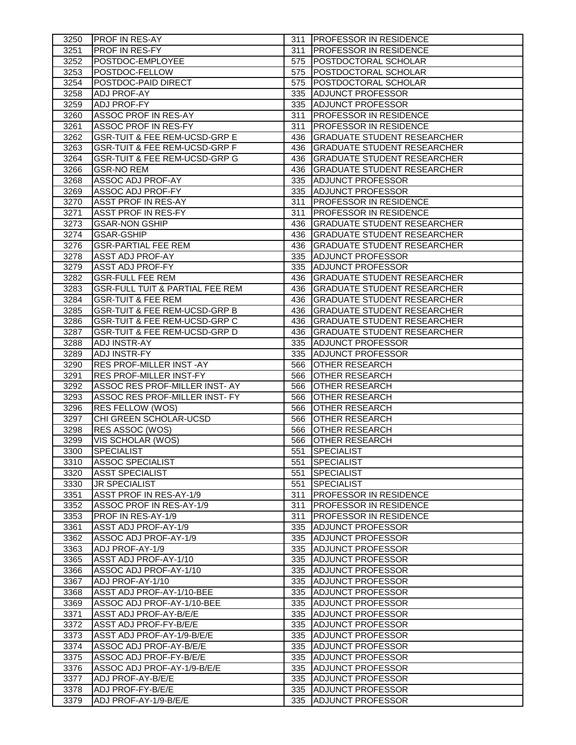| 3250 | PROF IN RES-AY | 311 | PROFESSOR IN RESIDENCE |
|---|---|---|---|
| 3251 | PROF IN RES-FY | 311 | PROFESSOR IN RESIDENCE |
| 3252 | POSTDOC-EMPLOYEE | 575 | POSTDOCTORAL SCHOLAR |
| 3253 | POSTDOC-FELLOW | 575 | POSTDOCTORAL SCHOLAR |
| 3254 | POSTDOC-PAID DIRECT | 575 | POSTDOCTORAL SCHOLAR |
| 3258 | ADJ PROF-AY | 335 | ADJUNCT PROFESSOR |
| 3259 | ADJ PROF-FY | 335 | ADJUNCT PROFESSOR |
| 3260 | ASSOC PROF IN RES-AY | 311 | PROFESSOR IN RESIDENCE |
| 3261 | ASSOC PROF IN RES-FY | 311 | PROFESSOR IN RESIDENCE |
| 3262 | GSR-TUIT & FEE REM-UCSD-GRP E | 436 | GRADUATE STUDENT RESEARCHER |
| 3263 | GSR-TUIT & FEE REM-UCSD-GRP F | 436 | GRADUATE STUDENT RESEARCHER |
| 3264 | GSR-TUIT & FEE REM-UCSD-GRP G | 436 | GRADUATE STUDENT RESEARCHER |
| 3266 | GSR-NO REM | 436 | GRADUATE STUDENT RESEARCHER |
| 3268 | ASSOC ADJ PROF-AY | 335 | ADJUNCT PROFESSOR |
| 3269 | ASSOC ADJ PROF-FY | 335 | ADJUNCT PROFESSOR |
| 3270 | ASST PROF IN RES-AY | 311 | PROFESSOR IN RESIDENCE |
| 3271 | ASST PROF IN RES-FY | 311 | PROFESSOR IN RESIDENCE |
| 3273 | GSAR-NON GSHIP | 436 | GRADUATE STUDENT RESEARCHER |
| 3274 | GSAR-GSHIP | 436 | GRADUATE STUDENT RESEARCHER |
| 3276 | GSR-PARTIAL FEE REM | 436 | GRADUATE STUDENT RESEARCHER |
| 3278 | ASST ADJ PROF-AY | 335 | ADJUNCT PROFESSOR |
| 3279 | ASST ADJ PROF-FY | 335 | ADJUNCT PROFESSOR |
| 3282 | GSR-FULL FEE REM | 436 | GRADUATE STUDENT RESEARCHER |
| 3283 | GSR-FULL TUIT & PARTIAL FEE REM | 436 | GRADUATE STUDENT RESEARCHER |
| 3284 | GSR-TUIT & FEE REM | 436 | GRADUATE STUDENT RESEARCHER |
| 3285 | GSR-TUIT & FEE REM-UCSD-GRP B | 436 | GRADUATE STUDENT RESEARCHER |
| 3286 | GSR-TUIT & FEE REM-UCSD-GRP C | 436 | GRADUATE STUDENT RESEARCHER |
| 3287 | GSR-TUIT & FEE REM-UCSD-GRP D | 436 | GRADUATE STUDENT RESEARCHER |
| 3288 | ADJ INSTR-AY | 335 | ADJUNCT PROFESSOR |
| 3289 | ADJ INSTR-FY | 335 | ADJUNCT PROFESSOR |
| 3290 | RES PROF-MILLER INST -AY | 566 | OTHER RESEARCH |
| 3291 | RES PROF-MILLER INST-FY | 566 | OTHER RESEARCH |
| 3292 | ASSOC RES PROF-MILLER INST- AY | 566 | OTHER RESEARCH |
| 3293 | ASSOC RES PROF-MILLER INST- FY | 566 | OTHER RESEARCH |
| 3296 | RES FELLOW (WOS) | 566 | OTHER RESEARCH |
| 3297 | CHI GREEN SCHOLAR-UCSD | 566 | OTHER RESEARCH |
| 3298 | RES ASSOC (WOS) | 566 | OTHER RESEARCH |
| 3299 | VIS SCHOLAR (WOS) | 566 | OTHER RESEARCH |
| 3300 | SPECIALIST | 551 | SPECIALIST |
| 3310 | ASSOC SPECIALIST | 551 | SPECIALIST |
| 3320 | ASST SPECIALIST | 551 | SPECIALIST |
| 3330 | JR SPECIALIST | 551 | SPECIALIST |
| 3351 | ASST PROF IN RES-AY-1/9 | 311 | PROFESSOR IN RESIDENCE |
| 3352 | ASSOC PROF IN RES-AY-1/9 | 311 | PROFESSOR IN RESIDENCE |
| 3353 | PROF IN RES-AY-1/9 | 311 | PROFESSOR IN RESIDENCE |
| 3361 | ASST ADJ PROF-AY-1/9 | 335 | ADJUNCT PROFESSOR |
| 3362 | ASSOC ADJ PROF-AY-1/9 | 335 | ADJUNCT PROFESSOR |
| 3363 | ADJ PROF-AY-1/9 | 335 | ADJUNCT PROFESSOR |
| 3365 | ASST ADJ PROF-AY-1/10 | 335 | ADJUNCT PROFESSOR |
| 3366 | ASSOC ADJ PROF-AY-1/10 | 335 | ADJUNCT PROFESSOR |
| 3367 | ADJ PROF-AY-1/10 | 335 | ADJUNCT PROFESSOR |
| 3368 | ASST ADJ PROF-AY-1/10-BEE | 335 | ADJUNCT PROFESSOR |
| 3369 | ASSOC ADJ PROF-AY-1/10-BEE | 335 | ADJUNCT PROFESSOR |
| 3371 | ASST ADJ PROF-AY-B/E/E | 335 | ADJUNCT PROFESSOR |
| 3372 | ASST ADJ PROF-FY-B/E/E | 335 | ADJUNCT PROFESSOR |
| 3373 | ASST ADJ PROF-AY-1/9-B/E/E | 335 | ADJUNCT PROFESSOR |
| 3374 | ASSOC ADJ PROF-AY-B/E/E | 335 | ADJUNCT PROFESSOR |
| 3375 | ASSOC ADJ PROF-FY-B/E/E | 335 | ADJUNCT PROFESSOR |
| 3376 | ASSOC ADJ PROF-AY-1/9-B/E/E | 335 | ADJUNCT PROFESSOR |
| 3377 | ADJ PROF-AY-B/E/E | 335 | ADJUNCT PROFESSOR |
| 3378 | ADJ PROF-FY-B/E/E | 335 | ADJUNCT PROFESSOR |
| 3379 | ADJ PROF-AY-1/9-B/E/E | 335 | ADJUNCT PROFESSOR |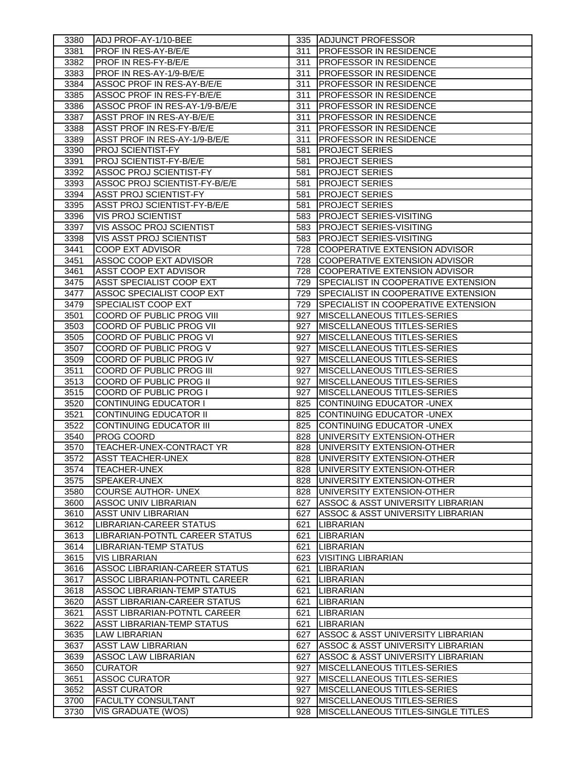| | | | |
|---|---|---|---|
| 3380 | ADJ PROF-AY-1/10-BEE | 335 | ADJUNCT PROFESSOR |
| 3381 | PROF IN RES-AY-B/E/E | 311 | PROFESSOR IN RESIDENCE |
| 3382 | PROF IN RES-FY-B/E/E | 311 | PROFESSOR IN RESIDENCE |
| 3383 | PROF IN RES-AY-1/9-B/E/E | 311 | PROFESSOR IN RESIDENCE |
| 3384 | ASSOC PROF IN RES-AY-B/E/E | 311 | PROFESSOR IN RESIDENCE |
| 3385 | ASSOC PROF IN RES-FY-B/E/E | 311 | PROFESSOR IN RESIDENCE |
| 3386 | ASSOC PROF IN RES-AY-1/9-B/E/E | 311 | PROFESSOR IN RESIDENCE |
| 3387 | ASST PROF IN RES-AY-B/E/E | 311 | PROFESSOR IN RESIDENCE |
| 3388 | ASST PROF IN RES-FY-B/E/E | 311 | PROFESSOR IN RESIDENCE |
| 3389 | ASST PROF IN RES-AY-1/9-B/E/E | 311 | PROFESSOR IN RESIDENCE |
| 3390 | PROJ SCIENTIST-FY | 581 | PROJECT SERIES |
| 3391 | PROJ SCIENTIST-FY-B/E/E | 581 | PROJECT SERIES |
| 3392 | ASSOC PROJ SCIENTIST-FY | 581 | PROJECT SERIES |
| 3393 | ASSOC PROJ SCIENTIST-FY-B/E/E | 581 | PROJECT SERIES |
| 3394 | ASST PROJ SCIENTIST-FY | 581 | PROJECT SERIES |
| 3395 | ASST PROJ SCIENTIST-FY-B/E/E | 581 | PROJECT SERIES |
| 3396 | VIS PROJ SCIENTIST | 583 | PROJECT SERIES-VISITING |
| 3397 | VIS ASSOC PROJ SCIENTIST | 583 | PROJECT SERIES-VISITING |
| 3398 | VIS ASST PROJ SCIENTIST | 583 | PROJECT SERIES-VISITING |
| 3441 | COOP EXT ADVISOR | 728 | COOPERATIVE EXTENSION ADVISOR |
| 3451 | ASSOC COOP EXT ADVISOR | 728 | COOPERATIVE EXTENSION ADVISOR |
| 3461 | ASST COOP EXT ADVISOR | 728 | COOPERATIVE EXTENSION ADVISOR |
| 3475 | ASST SPECIALIST COOP EXT | 729 | SPECIALIST IN COOPERATIVE EXTENSION |
| 3477 | ASSOC SPECIALIST COOP EXT | 729 | SPECIALIST IN COOPERATIVE EXTENSION |
| 3479 | SPECIALIST COOP EXT | 729 | SPECIALIST IN COOPERATIVE EXTENSION |
| 3501 | COORD OF PUBLIC PROG VIII | 927 | MISCELLANEOUS TITLES-SERIES |
| 3503 | COORD OF PUBLIC PROG VII | 927 | MISCELLANEOUS TITLES-SERIES |
| 3505 | COORD OF PUBLIC PROG VI | 927 | MISCELLANEOUS TITLES-SERIES |
| 3507 | COORD OF PUBLIC PROG V | 927 | MISCELLANEOUS TITLES-SERIES |
| 3509 | COORD OF PUBLIC PROG IV | 927 | MISCELLANEOUS TITLES-SERIES |
| 3511 | COORD OF PUBLIC PROG III | 927 | MISCELLANEOUS TITLES-SERIES |
| 3513 | COORD OF PUBLIC PROG II | 927 | MISCELLANEOUS TITLES-SERIES |
| 3515 | COORD OF PUBLIC PROG I | 927 | MISCELLANEOUS TITLES-SERIES |
| 3520 | CONTINUING EDUCATOR I | 825 | CONTINUING EDUCATOR -UNEX |
| 3521 | CONTINUING EDUCATOR II | 825 | CONTINUING EDUCATOR -UNEX |
| 3522 | CONTINUING EDUCATOR III | 825 | CONTINUING EDUCATOR -UNEX |
| 3540 | PROG COORD | 828 | UNIVERSITY EXTENSION-OTHER |
| 3570 | TEACHER-UNEX-CONTRACT YR | 828 | UNIVERSITY EXTENSION-OTHER |
| 3572 | ASST TEACHER-UNEX | 828 | UNIVERSITY EXTENSION-OTHER |
| 3574 | TEACHER-UNEX | 828 | UNIVERSITY EXTENSION-OTHER |
| 3575 | SPEAKER-UNEX | 828 | UNIVERSITY EXTENSION-OTHER |
| 3580 | COURSE AUTHOR- UNEX | 828 | UNIVERSITY EXTENSION-OTHER |
| 3600 | ASSOC UNIV LIBRARIAN | 627 | ASSOC & ASST UNIVERSITY LIBRARIAN |
| 3610 | ASST UNIV LIBRARIAN | 627 | ASSOC & ASST UNIVERSITY LIBRARIAN |
| 3612 | LIBRARIAN-CAREER STATUS | 621 | LIBRARIAN |
| 3613 | LIBRARIAN-POTNTL CAREER STATUS | 621 | LIBRARIAN |
| 3614 | LIBRARIAN-TEMP STATUS | 621 | LIBRARIAN |
| 3615 | VIS LIBRARIAN | 623 | VISITING LIBRARIAN |
| 3616 | ASSOC LIBRARIAN-CAREER STATUS | 621 | LIBRARIAN |
| 3617 | ASSOC LIBRARIAN-POTNTL CAREER | 621 | LIBRARIAN |
| 3618 | ASSOC LIBRARIAN-TEMP STATUS | 621 | LIBRARIAN |
| 3620 | ASST LIBRARIAN-CAREER STATUS | 621 | LIBRARIAN |
| 3621 | ASST LIBRARIAN-POTNTL CAREER | 621 | LIBRARIAN |
| 3622 | ASST LIBRARIAN-TEMP STATUS | 621 | LIBRARIAN |
| 3635 | LAW LIBRARIAN | 627 | ASSOC & ASST UNIVERSITY LIBRARIAN |
| 3637 | ASST LAW LIBRARIAN | 627 | ASSOC & ASST UNIVERSITY LIBRARIAN |
| 3639 | ASSOC LAW LIBRARIAN | 627 | ASSOC & ASST UNIVERSITY LIBRARIAN |
| 3650 | CURATOR | 927 | MISCELLANEOUS TITLES-SERIES |
| 3651 | ASSOC CURATOR | 927 | MISCELLANEOUS TITLES-SERIES |
| 3652 | ASST CURATOR | 927 | MISCELLANEOUS TITLES-SERIES |
| 3700 | FACULTY CONSULTANT | 927 | MISCELLANEOUS TITLES-SERIES |
| 3730 | VIS GRADUATE (WOS) | 928 | MISCELLANEOUS TITLES-SINGLE TITLES |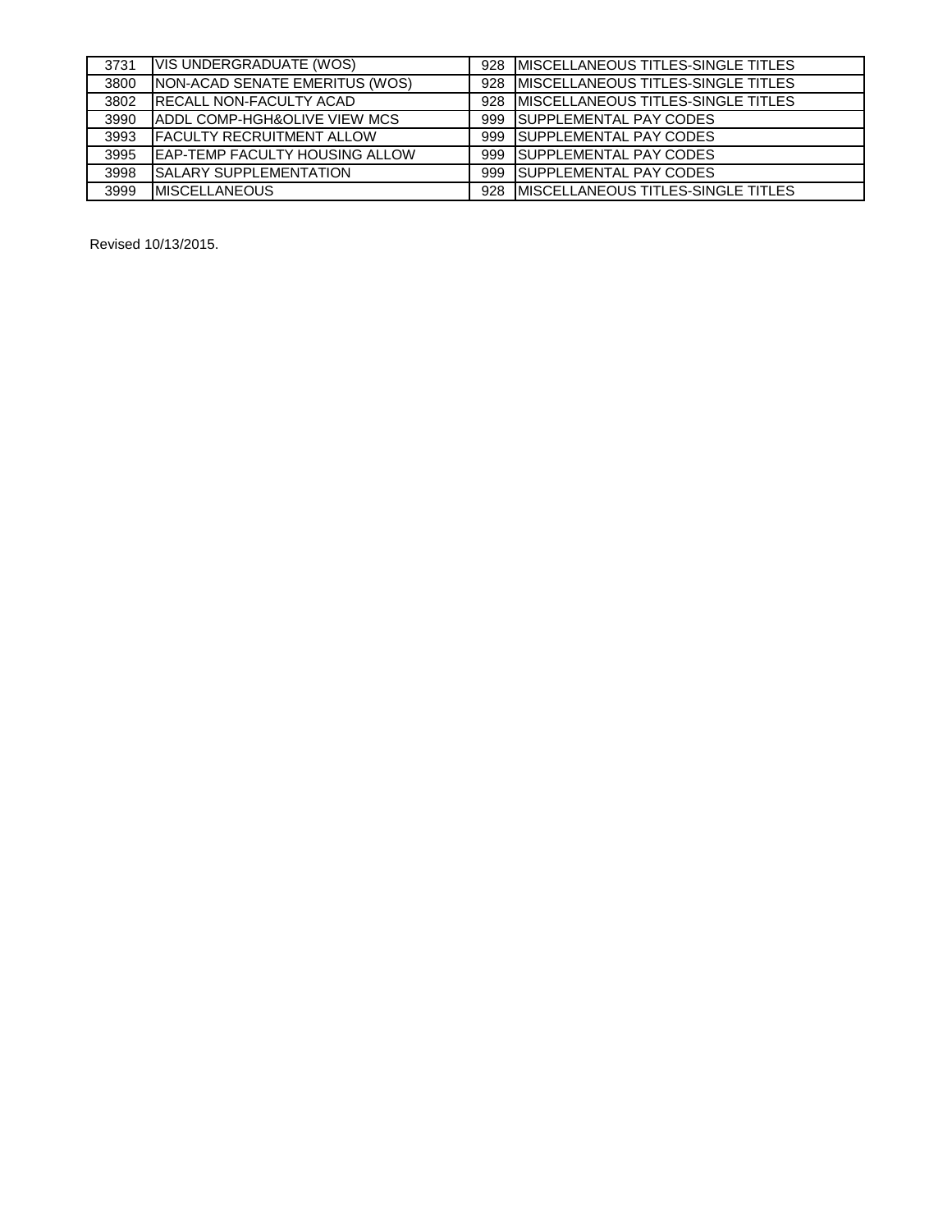| | | | |
|---|---|---|---|
| 3731 | VIS UNDERGRADUATE (WOS) | 928 | MISCELLANEOUS TITLES-SINGLE TITLES |
| 3800 | NON-ACAD SENATE EMERITUS (WOS) | 928 | MISCELLANEOUS TITLES-SINGLE TITLES |
| 3802 | RECALL NON-FACULTY ACAD | 928 | MISCELLANEOUS TITLES-SINGLE TITLES |
| 3990 | ADDL COMP-HGH&OLIVE VIEW MCS | 999 | SUPPLEMENTAL PAY CODES |
| 3993 | FACULTY RECRUITMENT ALLOW | 999 | SUPPLEMENTAL PAY CODES |
| 3995 | EAP-TEMP FACULTY HOUSING ALLOW | 999 | SUPPLEMENTAL PAY CODES |
| 3998 | SALARY SUPPLEMENTATION | 999 | SUPPLEMENTAL PAY CODES |
| 3999 | MISCELLANEOUS | 928 | MISCELLANEOUS TITLES-SINGLE TITLES |

Revised 10/13/2015.